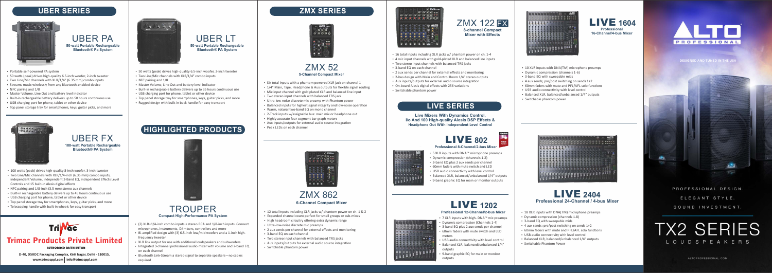## UBER SERIES

### UBER PA
**50-watt Portable Rechargeable Bluetooth® PA System**

- Portable self-powered PA system
- 50 watts (peak) drives high-quality 6.5-inch woofer, 2-inch tweeter
- Two Line/Mic channels with XLR/1/4" (6.35 mm) combo inputs
- Streams music wirelessly from any Bluetooth-enabled device
- NFC pairing and 1/8
- Master Volume, Line Out and battery level indicator
- Built-in rechargeable battery delivers up to 50 hours continuous use
- USB charging port for phone, tablet or other device
- Top panel storage tray for smartphones, keys, guitar picks, and more

### UBER LT
**50-watt Portable Rechargeable Bluetooth® PA System**

- 50 watts (peak) drives high-quality 6.5-inch woofer, 2-inch tweeter
- Two Line/Mic channels with XLR/1/4" combo inputs
- NFC pairing and 1/8
- Master Volume, Line Out and battery level indicator
- Built-in rechargeable battery delivers up to 35 hours continuous use
- USB charging port for phone, tablet or other device
- Top panel storage tray for smartphones, keys, guitar picks, and more
- Rugged design with built-in back handle for easy transport

### UBER FX
**100-watt Portable Rechargeable Bluetooth® PA System**

- 100 watts (peak) drives high-quality 8-inch woofer, 3-inch tweeter
- Two Line/Mic channels with XLR/1/4-inch (6.35 mm) combo inputs, independent Volume, independent 2-Band EQ, independent Effects Level Controls and 15 built-in Alesis digital effects
- NFC pairing and 1/8-inch (3.5 mm) stereo aux channels
- Built-in rechargeable battery delivers up to 45 hours continuous use
- USB charging port for phone, tablet or other device
- Top panel storage tray for smartphones, keys, guitar picks, and more
- Telescoping handle with built-in wheels for easy transport

**Trimac Products Private Limited**
AUTHORISED DISTRIBUTOR

D-40, DSIIDC Packaging Complex, Kirti Nagar, Delhi - 110015,
www.trimacppl.com | info@trimacppl.com

## HIGHLIGHTED PRODUCTS

### TROUPER
**Compact High-Performance PA System**

- (2) XLR+1/4-inch combo inputs + stereo RCA and 1/8-inch inputs. Connect microphones, instruments, DJ mixers, controllers and more
- Bi-amplified design with (3) 6.5-inch low/mid woofers and a 1-inch high-frequency tweeter
- XLR link output for use with additional loudspeakers and subwoofers
- Integrated 3-channel professional audio mixer with volume and 2-band EQ on each channel
- Bluetooth Link-Stream a stereo signal to separate speakers—no cables required

## ZMX SERIES

### ZMX 52
**5-Channel Compact Mixer**

- Six total inputs with a phantom powered XLR jack on channel 1
- 1/4" Main, Tape, Headphone & Aux outputs for flexible signal routing
- Mic input channel with gold plated XLR and balanced line input
- Two stereo input channels with balanced TRS jack
- Ultra-low-noise discrete mic preamp with Phantom power
- Balanced inputs for highest signal integrity and low-noise operation
- Warm, natural two-band EQ on mono channel
- 2-Track inputs w/assignable bus: main mix or headphone out
- Highly accurate four-segment bar graph meters
- Aux inputs/outputs for external audio source integration
- Peak LEDs on each channel

### ZMX 862
**6-Channel Compact Mixer**

- 12 total inputs including XLR jacks w/ phantom power on ch. 1 & 2
- Expanded channel count perfect for small groups or sub-mixes
- High headroom circuitry offering extra dynamic range
- Ultra-low-noise discrete mic preamps
- 2 aux sends per channel for external effects and monitoring
- 3-band EQ on each channel
- Two stereo input channels with balanced TRS jacks
- Aux inputs/outputs for external audio source integration
- Switchable phantom power

### ZMX 122 FX
**8-channel Compact Mixer with Effects**

- 16 total inputs including XLR jacks w/ phantom power on ch. 1-4
- 4 mic input channels with gold-plated XLR and balanced line inputs
- Two stereo input channels with balanced TRS jacks
- 3-band EQ on each channel
- 2 aux sends per channel for external effects and monitoring
- 2-bus design with Main and Control Room 1/4" stereo outputs
- Aux inputs/outputs for external audio source integration
- On-board Alesis digital effects with 256 variations
- Switchable phantom power

## LIVE SERIES

**Live Mixers With Dynamics Control, I/o And 100 High-quality Alesis DSP Effects & Headphone Out With Independent Level Control**

### LIVE 802
**Professional 8-Channel/2-bus Mixer**

- 5 XLR inputs with DNA™ microphone preamps
- Dynamic compression (channels 1-2)
- 3-band EQ plus 2 aux sends per channel
- 60mm faders with mute switch and LED
- USB audio connectivity with level control
- Balanced XLR, balanced/unbalanced 1/4" outputs
- 9-band graphic EQ for main or monitor outputs

### LIVE 1202
**Professional 12-Channel/2-bus Mixer**

- 7 XLR inputs with high- DNA™ mic preamps
- Dynamic compression (Channels 1-4)
- 3-band EQ plus 2 aux sends per channel
- 60mm faders with mute switch and LED meters
- USB audio connectivity with level control
- Balanced XLR, balanced/unbalanced 1/4" outputs
- 9-band graphic EQ for main or monitor outputs

### LIVE 1604
**Professional 16-Channel/4-bus Mixer**

- 10 XLR inputs with DNA(TM) microphone preamps
- Dynamic compression (channels 1-6)
- 3-band EQ with sweepable mids
- 4 aux sends; pre/post switching on sends 1+2
- 60mm faders with mute and PFL/AFL solo functions
- USB audio connectivity with level control
- Balanced XLR, balanced/unbalanced 1/4" outputs
- Switchable phantom power

### LIVE 2404
**Professional 24-Channel / 4-bus Mixer**

- 18 XLR inputs with DNA(TM) microphone preamps
- Dynamic compression (channels 1-8)
- 3-band EQ with sweepable mids
- 4 aux sends; pre/post switching on sends 1+2
- 60mm faders with mute and PFL/AFL solo functions
- USB audio connectivity with level control
- Balanced XLR, balanced/unbalanced 1/4" outputs
- Switchable Phantom Power

## ALTO PROFESSIONAL

DESIGNED AND TUNED IN THE USA

PROFESSIONAL DESIGN.
ELEGANT STYLE.
SOUND INVESTMENT.

# TX2 SERIES
LOUDSPEAKERS

ALTOPROFESSIONAL.COM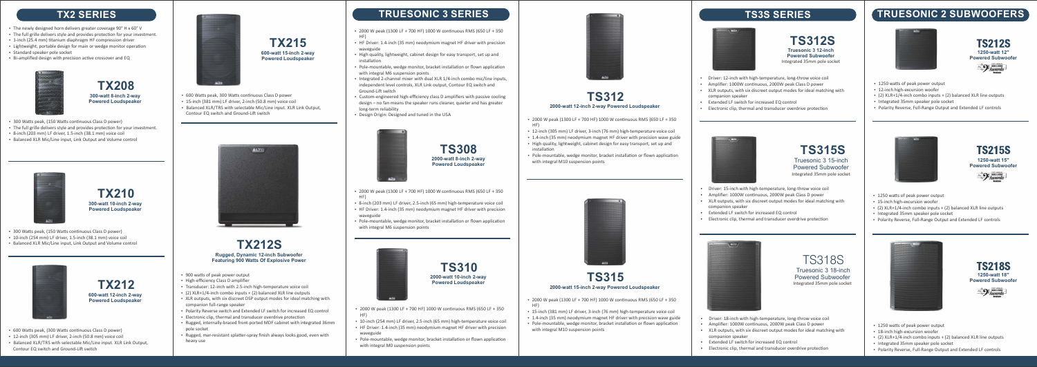## TX2 SERIES

- The newly designed horn delivers greater coverage 90° H x 60° V
- The full grille delivers style and provides protection for your investment.
- 1-inch (25.4 mm) titanium diaphragm HF compression driver
- Lightweight, portable design for main or wedge monitor operation
- Standard speaker pole socket
- Bi-amplified design with precision active crossover and EQ

### TX208

**300-watt 8-inch 2-way Powered Loudspeaker**

- 300 Watts peak, (150 Watts continuous Class D power)
- The full grille delivers style and provides protection for your investment.
- 8-inch (203 mm) LF driver, 1.5-inch (38.1 mm) voice coil
- Balanced XLR Mic/Line input, Link Output and Volume control

### TX210

**300-watt 10-inch 2-way Powered Loudspeaker**

- 300 Watts peak, (150 Watts continuous Class D power)
- 10-inch (254 mm) LF driver, 1.5-inch (38.1 mm) voice coil
- Balanced XLR Mic/Line input, Link Output and Volume control

### TX212

**600-watt 12-inch 2-way Powered Loudspeaker**

- 600 Watts peak, (300 Watts continuous Class D power)
- 12-inch (305 mm) LF driver, 2-inch (50.8 mm) voice coil
- Balanced XLR/TRS with selectable Mic/Line input. XLR Link Output, Contour EQ switch and Ground-Lift switch

### TX215

**600-watt 15-inch 2-way Powered Loudspeaker**

- 600 Watts peak, 300 Watts continuous Class D power
- 15-inch (381 mm) LF driver, 2-inch (50.8 mm) voice coil
- Balanced XLR/TRS with selectable Mic/Line input. XLR Link Output, Contour EQ switch and Ground-Lift switch

### TX212S

**Rugged, Dynamic 12-inch Subwoofer Featuring 900 Watts Of Explosive Power**

- 900 watts of peak power output
- High-efficiency Class D amplifier
- Transducer: 12-inch with 2.5-inch high-temperature voice coil
- (2) XLR+1/4-inch combo inputs + (2) balanced XLR line outputs
- XLR outputs, with six discreet DSP output modes for ideal matching with companion full-range speaker
- Polarity Reverse switch and Extended LF switch for increased EQ control
- Electronic clip, thermal and transducer overdrive protection
- Rugged, internally-braced front-ported MDF cabinet with integrated 36mm pole socket
- Rugged, mar-resistant splatter-spray finish always looks good, even with heavy use

## TRUESONIC 3 SERIES

- 2000 W peak (1300 LF + 700 HF) 1000 W continuous RMS (650 LF + 350 HF)
- HF Driver: 1.4-inch (35 mm) neodymium magnet HF driver with precision waveguide
- High quality, lightweight, cabinet design for easy transport, set up and installation
- Pole-mountable, wedge monitor, bracket installation or flown application with integral M6 suspension points
- Integrated 2-channel mixer with dual XLR 1/4-inch combo mic/line inputs, independent level controls, XLR Link output, Contour EQ switch and Ground-Lift switch
- Custom-engineered high-efficiency class D amplifiers with passive cooling design – no fan means the speaker runs cleaner, quieter and has greater long-term reliability
- Design Origin: Designed and tuned in the USA

### TS308

**2000-watt 8-inch 2-way Powered Loudspeaker**

- 2000 W peak (1300 LF + 700 HF) 1000 W continuous RMS (650 LF + 350 HF)
- 8-inch (203 mm) LF driver, 2.5-inch (65 mm) high-temperature voice coil
- HF Driver: 1.4-inch (35 mm) neodymium magnet HF driver with precision waveguide
- Pole-mountable, wedge monitor, bracket installation or flown application with integral M6 suspension points

### TS310

**2000-watt 10-inch 2-way Powered Loudspeaker**

- 2000 W peak (1300 LF + 700 HF) 1000 W continuous RMS (650 LF + 350 HF)
- 10-inch (254 mm) LF driver, 2.5-inch (65 mm) high-temperature voice coil
- HF Driver: 1.4-inch (35 mm) neodymium magnet HF driver with precision waveguide
- Pole-mountable, wedge monitor, bracket installation or flown application with integral M0 suspension points

### TS312

**2000-watt 12-inch 2-way Powered Loudspeaker**

- 2000 W peak (1300 LF + 700 HF) 1000 W continuous RMS (650 LF + 350 HF)
- 12-inch (305 mm) LF driver, 3-inch (76 mm) high-temperature voice coil
- 1.4-inch (35 mm) neodymium magnet HF driver with precision wave guide
- High quality, lightweight, cabinet design for easy transport, set up and installation
- Pole-mountable, wedge monitor, bracket installation or flown application with integral M10 suspension points

### TS315

**2000-watt 15-inch 2-way Powered Loudspeaker**

- 2000 W peak (1300 LF + 700 HF) 1000 W continuous RMS (650 LF + 350 HF)
- 15-inch (381 mm) LF driver, 3-inch (76 mm) high-temperature voice coil
- 1.4-inch (35 mm) neodymium magnet HF driver with precision wave guide
- Pole-mountable, wedge monitor, bracket installation or flown application with integral M10 suspension points

## TS3S SERIES

### TS312S

**Truesonic 3 12-inch Powered Subwoofer**
Integrated 35mm pole socket

- Driver: 12-inch with high-temperature, long-throw voice coil
- Amplifier: 1000W continuous, 2000W peak Class D power
- XLR outputs, with six discreet output modes for ideal matching with companion speaker
- Extended LF switch for increased EQ control
- Electronic clip, thermal and transducer overdrive protection

### TS315S

Truesonic 3 15-inch Powered Subwoofer
Integrated 35mm pole socket

- Driver: 15-inch with high-temperature, long-throw voice coil
- Amplifier: 1000W continuous, 2000W peak Class D power
- XLR outputs, with six discreet output modes for ideal matching with companion speaker
- Extended LF switch for increased EQ control
- Electronic clip, thermal and transducer overdrive protection

### TS318S

Truesonic 3 18-inch Powered Subwoofer
Integrated 35mm pole socket

- Driver: 18-inch with high-temperature, long-throw voice coil
- Amplifier: 1000W continuous, 2000W peak Class D power
- XLR outputs, with six discreet output modes for ideal matching with companion speaker
- Extended LF switch for increased EQ control
- Electronic clip, thermal and transducer overdrive protection

## TRUESONIC 2 SUBWOOFERS

### TS212S

**1250-watt 12" Powered Subwoofer**

- 1250 watts of peak power output
- 12-inch high-excursion woofer
- (2) XLR+1/4-inch combo inputs + (2) balanced XLR line outputs
- Integrated 35mm speaker pole socket
- Polarity Reverse, Full-Range Output and Extended LF controls

### TS215S

**1250-watt 15" Powered Subwoofer**

- 1250 watts of peak power output
- 15-inch high-excursion woofer
- (2) XLR+1/4-inch combo inputs + (2) balanced XLR line outputs
- Integrated 35mm speaker pole socket
- Polarity Reverse, Full-Range Output and Extended LF controls

### TS218S

**1250-watt 18" Powered Subwoofer**

- 1250 watts of peak power output
- 18-inch high-excursion woofer
- (2) XLR+1/4-inch combo inputs + (2) balanced XLR line outputs
- Integrated 35mm speaker pole socket
- Polarity Reverse, Full-Range Output and Extended LF controls